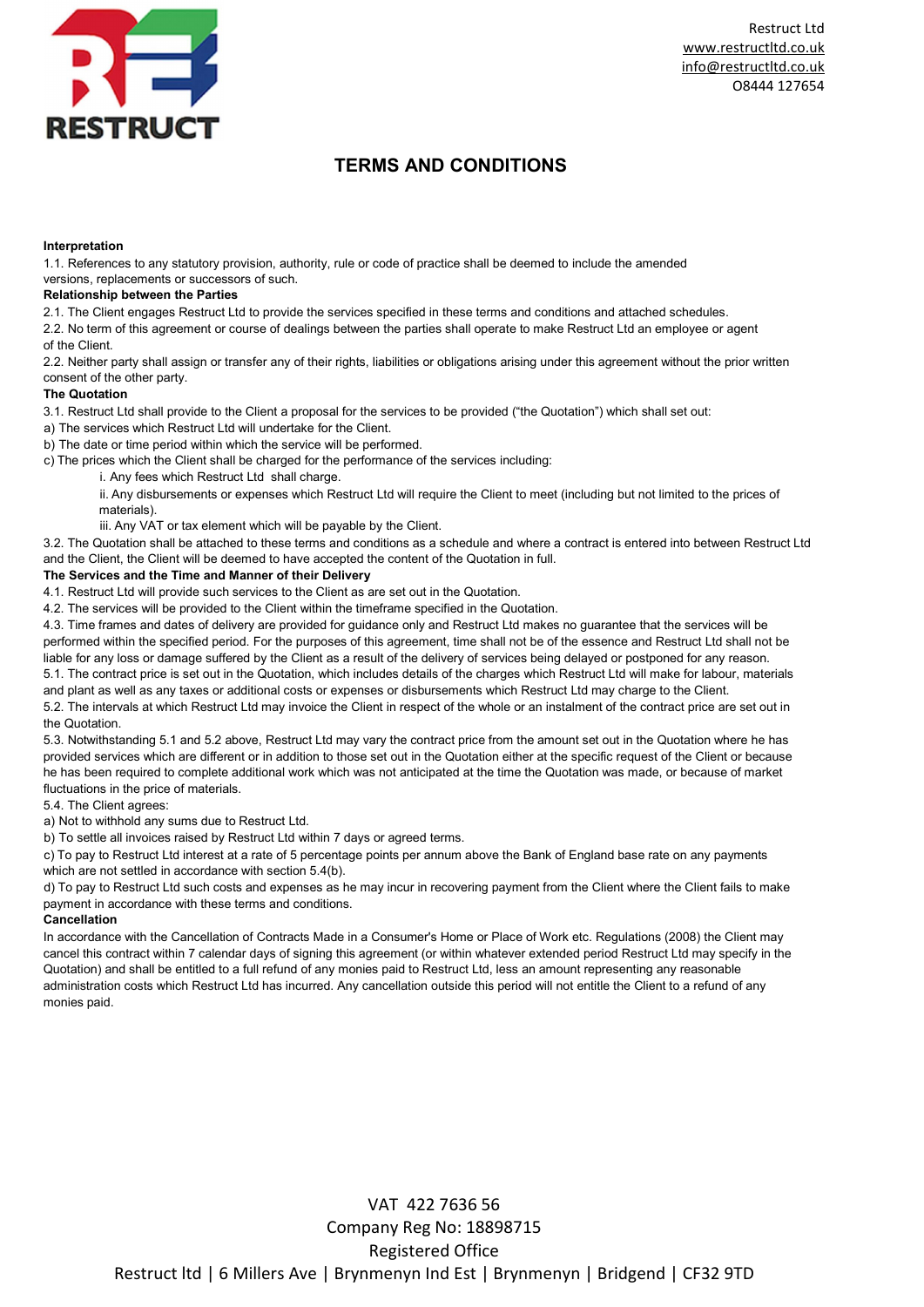Restruct Ltd
www.restructltd.co.uk
info@restructltd.co.uk
08444 127654

# TERMS AND CONDITIONS

**Interpretation**

1.1. References to any statutory provision, authority, rule or code of practice shall be deemed to include the amended versions, replacements or successors of such.

**Relationship between the Parties**

2.1. The Client engages Restruct Ltd to provide the services specified in these terms and conditions and attached schedules.

2.2. No term of this agreement or course of dealings between the parties shall operate to make Restruct Ltd an employee or agent of the Client.

2.2. Neither party shall assign or transfer any of their rights, liabilities or obligations arising under this agreement without the prior written consent of the other party.

**The Quotation**

3.1. Restruct Ltd shall provide to the Client a proposal for the services to be provided ("the Quotation") which shall set out:

a) The services which Restruct Ltd will undertake for the Client.

b) The date or time period within which the service will be performed.

c) The prices which the Client shall be charged for the performance of the services including:

- i. Any fees which Restruct Ltd shall charge.
- ii. Any disbursements or expenses which Restruct Ltd will require the Client to meet (including but not limited to the prices of materials).
- iii. Any VAT or tax element which will be payable by the Client.

3.2. The Quotation shall be attached to these terms and conditions as a schedule and where a contract is entered into between Restruct Ltd and the Client, the Client will be deemed to have accepted the content of the Quotation in full.

**The Services and the Time and Manner of their Delivery**

4.1. Restruct Ltd will provide such services to the Client as are set out in the Quotation.

4.2. The services will be provided to the Client within the timeframe specified in the Quotation.

4.3. Time frames and dates of delivery are provided for guidance only and Restruct Ltd makes no guarantee that the services will be performed within the specified period. For the purposes of this agreement, time shall not be of the essence and Restruct Ltd shall not be liable for any loss or damage suffered by the Client as a result of the delivery of services being delayed or postponed for any reason.

5.1. The contract price is set out in the Quotation, which includes details of the charges which Restruct Ltd will make for labour, materials and plant as well as any taxes or additional costs or expenses or disbursements which Restruct Ltd may charge to the Client.

5.2. The intervals at which Restruct Ltd may invoice the Client in respect of the whole or an instalment of the contract price are set out in the Quotation.

5.3. Notwithstanding 5.1 and 5.2 above, Restruct Ltd may vary the contract price from the amount set out in the Quotation where he has provided services which are different or in addition to those set out in the Quotation either at the specific request of the Client or because he has been required to complete additional work which was not anticipated at the time the Quotation was made, or because of market fluctuations in the price of materials.

5.4. The Client agrees:

a) Not to withhold any sums due to Restruct Ltd.

b) To settle all invoices raised by Restruct Ltd within 7 days or agreed terms.

c) To pay to Restruct Ltd interest at a rate of 5 percentage points per annum above the Bank of England base rate on any payments which are not settled in accordance with section 5.4(b).

d) To pay to Restruct Ltd such costs and expenses as he may incur in recovering payment from the Client where the Client fails to make payment in accordance with these terms and conditions.

**Cancellation**

In accordance with the Cancellation of Contracts Made in a Consumer's Home or Place of Work etc. Regulations (2008) the Client may cancel this contract within 7 calendar days of signing this agreement (or within whatever extended period Restruct Ltd may specify in the Quotation) and shall be entitled to a full refund of any monies paid to Restruct Ltd, less an amount representing any reasonable administration costs which Restruct Ltd has incurred. Any cancellation outside this period will not entitle the Client to a refund of any monies paid.

VAT 422 7636 56
Company Reg No: 18898715
Registered Office
Restruct ltd | 6 Millers Ave | Brynmenyn Ind Est | Brynmenyn | Bridgend | CF32 9TD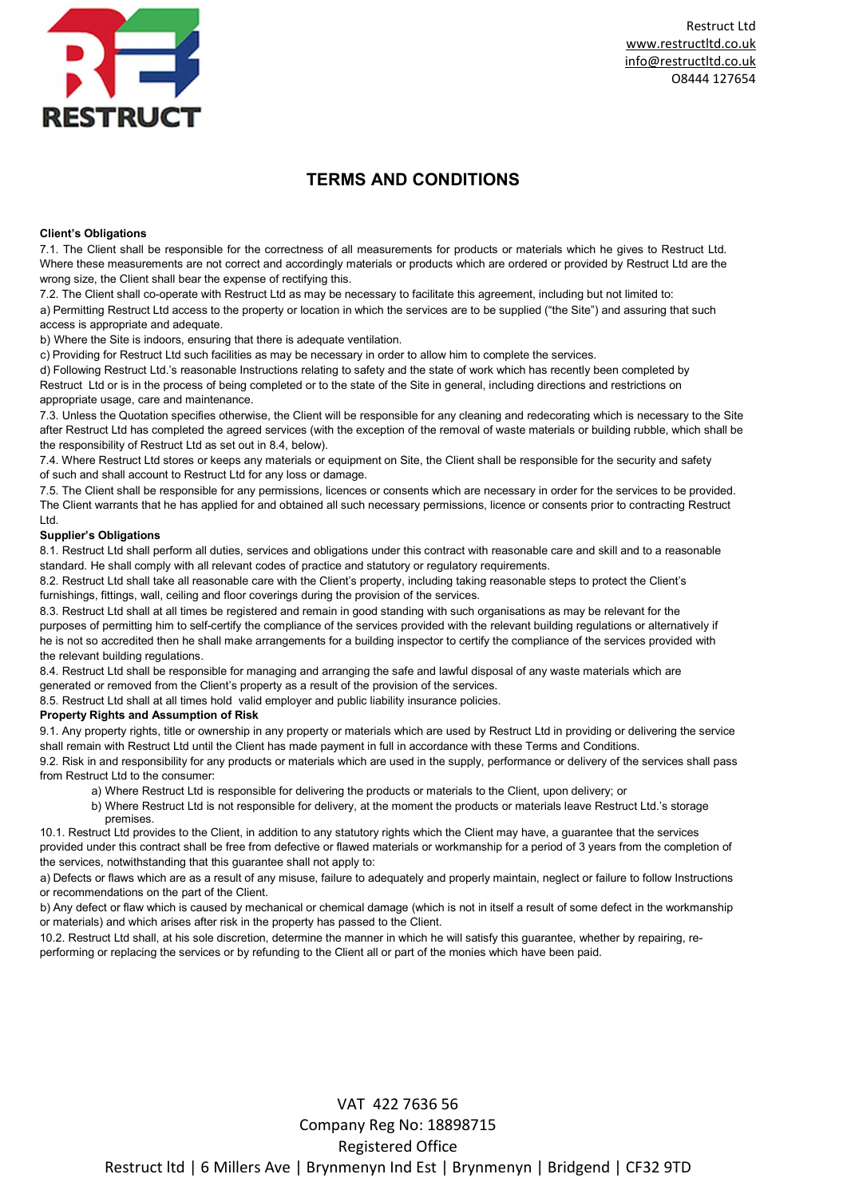# TERMS AND CONDITIONS

**Client's Obligations**

7.1. The Client shall be responsible for the correctness of all measurements for products or materials which he gives to Restruct Ltd. Where these measurements are not correct and accordingly materials or products which are ordered or provided by Restruct Ltd are the wrong size, the Client shall bear the expense of rectifying this.

7.2. The Client shall co-operate with Restruct Ltd as may be necessary to facilitate this agreement, including but not limited to:

a) Permitting Restruct Ltd access to the property or location in which the services are to be supplied ("the Site") and assuring that such access is appropriate and adequate.

b) Where the Site is indoors, ensuring that there is adequate ventilation.

c) Providing for Restruct Ltd such facilities as may be necessary in order to allow him to complete the services.

d) Following Restruct Ltd.'s reasonable Instructions relating to safety and the state of work which has recently been completed by Restruct Ltd or is in the process of being completed or to the state of the Site in general, including directions and restrictions on appropriate usage, care and maintenance.

7.3. Unless the Quotation specifies otherwise, the Client will be responsible for any cleaning and redecorating which is necessary to the Site after Restruct Ltd has completed the agreed services (with the exception of the removal of waste materials or building rubble, which shall be the responsibility of Restruct Ltd as set out in 8.4, below).

7.4. Where Restruct Ltd stores or keeps any materials or equipment on Site, the Client shall be responsible for the security and safety of such and shall account to Restruct Ltd for any loss or damage.

7.5. The Client shall be responsible for any permissions, licences or consents which are necessary in order for the services to be provided. The Client warrants that he has applied for and obtained all such necessary permissions, licence or consents prior to contracting Restruct Ltd.

**Supplier's Obligations**

8.1. Restruct Ltd shall perform all duties, services and obligations under this contract with reasonable care and skill and to a reasonable standard. He shall comply with all relevant codes of practice and statutory or regulatory requirements.

8.2. Restruct Ltd shall take all reasonable care with the Client's property, including taking reasonable steps to protect the Client's furnishings, fittings, wall, ceiling and floor coverings during the provision of the services.

8.3. Restruct Ltd shall at all times be registered and remain in good standing with such organisations as may be relevant for the purposes of permitting him to self-certify the compliance of the services provided with the relevant building regulations or alternatively if he is not so accredited then he shall make arrangements for a building inspector to certify the compliance of the services provided with the relevant building regulations.

8.4. Restruct Ltd shall be responsible for managing and arranging the safe and lawful disposal of any waste materials which are generated or removed from the Client's property as a result of the provision of the services.

8.5. Restruct Ltd shall at all times hold valid employer and public liability insurance policies.

**Property Rights and Assumption of Risk**

9.1. Any property rights, title or ownership in any property or materials which are used by Restruct Ltd in providing or delivering the service shall remain with Restruct Ltd until the Client has made payment in full in accordance with these Terms and Conditions.

9.2. Risk in and responsibility for any products or materials which are used in the supply, performance or delivery of the services shall pass from Restruct Ltd to the consumer:

a) Where Restruct Ltd is responsible for delivering the products or materials to the Client, upon delivery; or

b) Where Restruct Ltd is not responsible for delivery, at the moment the products or materials leave Restruct Ltd.'s storage premises.

10.1. Restruct Ltd provides to the Client, in addition to any statutory rights which the Client may have, a guarantee that the services provided under this contract shall be free from defective or flawed materials or workmanship for a period of 3 years from the completion of the services, notwithstanding that this guarantee shall not apply to:

a) Defects or flaws which are as a result of any misuse, failure to adequately and properly maintain, neglect or failure to follow Instructions or recommendations on the part of the Client.

b) Any defect or flaw which is caused by mechanical or chemical damage (which is not in itself a result of some defect in the workmanship or materials) and which arises after risk in the property has passed to the Client.

10.2. Restruct Ltd shall, at his sole discretion, determine the manner in which he will satisfy this guarantee, whether by repairing, re-performing or replacing the services or by refunding to the Client all or part of the monies which have been paid.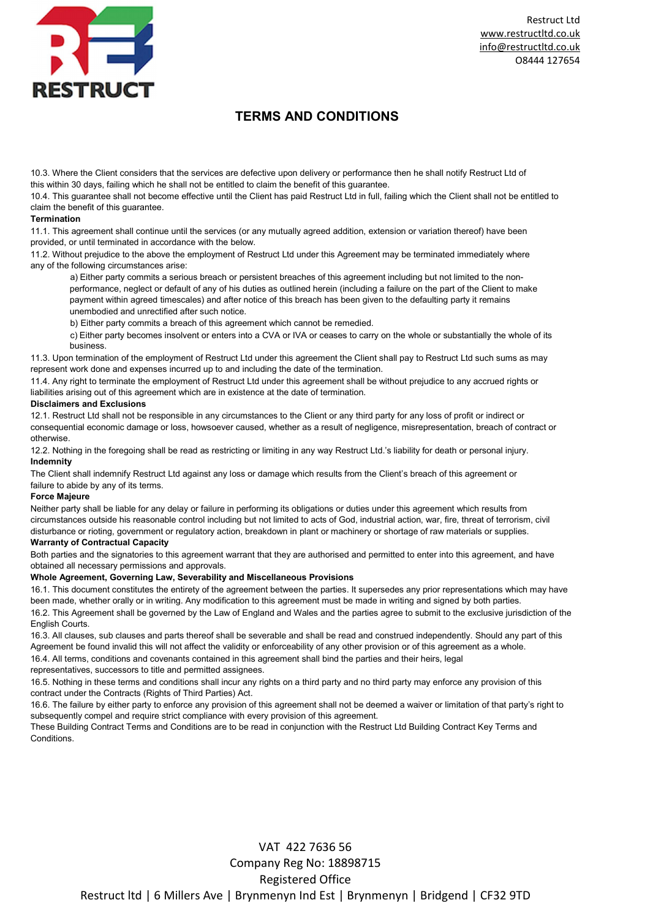Restruct Ltd
www.restructltd.co.uk
info@restructltd.co.uk
08444 127654

# TERMS AND CONDITIONS

10.3. Where the Client considers that the services are defective upon delivery or performance then he shall notify Restruct Ltd of this within 30 days, failing which he shall not be entitled to claim the benefit of this guarantee.
10.4. This guarantee shall not become effective until the Client has paid Restruct Ltd in full, failing which the Client shall not be entitled to claim the benefit of this guarantee.

**Termination**

11.1. This agreement shall continue until the services (or any mutually agreed addition, extension or variation thereof) have been provided, or until terminated in accordance with the below.
11.2. Without prejudice to the above the employment of Restruct Ltd under this Agreement may be terminated immediately where any of the following circumstances arise:

a) Either party commits a serious breach or persistent breaches of this agreement including but not limited to the non-performance, neglect or default of any of his duties as outlined herein (including a failure on the part of the Client to make payment within agreed timescales) and after notice of this breach has been given to the defaulting party it remains unembodied and unrectified after such notice.

b) Either party commits a breach of this agreement which cannot be remedied.

c) Either party becomes insolvent or enters into a CVA or IVA or ceases to carry on the whole or substantially the whole of its business.

11.3. Upon termination of the employment of Restruct Ltd under this agreement the Client shall pay to Restruct Ltd such sums as may represent work done and expenses incurred up to and including the date of the termination.
11.4. Any right to terminate the employment of Restruct Ltd under this agreement shall be without prejudice to any accrued rights or liabilities arising out of this agreement which are in existence at the date of termination.

**Disclaimers and Exclusions**

12.1. Restruct Ltd shall not be responsible in any circumstances to the Client or any third party for any loss of profit or indirect or consequential economic damage or loss, howsoever caused, whether as a result of negligence, misrepresentation, breach of contract or otherwise.
12.2. Nothing in the foregoing shall be read as restricting or limiting in any way Restruct Ltd.'s liability for death or personal injury.

**Indemnity**

The Client shall indemnify Restruct Ltd against any loss or damage which results from the Client's breach of this agreement or failure to abide by any of its terms.

**Force Majeure**

Neither party shall be liable for any delay or failure in performing its obligations or duties under this agreement which results from circumstances outside his reasonable control including but not limited to acts of God, industrial action, war, fire, threat of terrorism, civil disturbance or rioting, government or regulatory action, breakdown in plant or machinery or shortage of raw materials or supplies.

**Warranty of Contractual Capacity**

Both parties and the signatories to this agreement warrant that they are authorised and permitted to enter into this agreement, and have obtained all necessary permissions and approvals.

**Whole Agreement, Governing Law, Severability and Miscellaneous Provisions**

16.1. This document constitutes the entirety of the agreement between the parties. It supersedes any prior representations which may have been made, whether orally or in writing. Any modification to this agreement must be made in writing and signed by both parties.
16.2. This Agreement shall be governed by the Law of England and Wales and the parties agree to submit to the exclusive jurisdiction of the English Courts.
16.3. All clauses, sub clauses and parts thereof shall be severable and shall be read and construed independently. Should any part of this Agreement be found invalid this will not affect the validity or enforceability of any other provision or of this agreement as a whole.
16.4. All terms, conditions and covenants contained in this agreement shall bind the parties and their heirs, legal representatives, successors to title and permitted assignees.
16.5. Nothing in these terms and conditions shall incur any rights on a third party and no third party may enforce any provision of this contract under the Contracts (Rights of Third Parties) Act.
16.6. The failure by either party to enforce any provision of this agreement shall not be deemed a waiver or limitation of that party's right to subsequently compel and require strict compliance with every provision of this agreement.
These Building Contract Terms and Conditions are to be read in conjunction with the Restruct Ltd Building Contract Key Terms and Conditions.

VAT 422 7636 56
Company Reg No: 18898715
Registered Office
Restruct ltd | 6 Millers Ave | Brynmenyn Ind Est | Brynmenyn | Bridgend | CF32 9TD